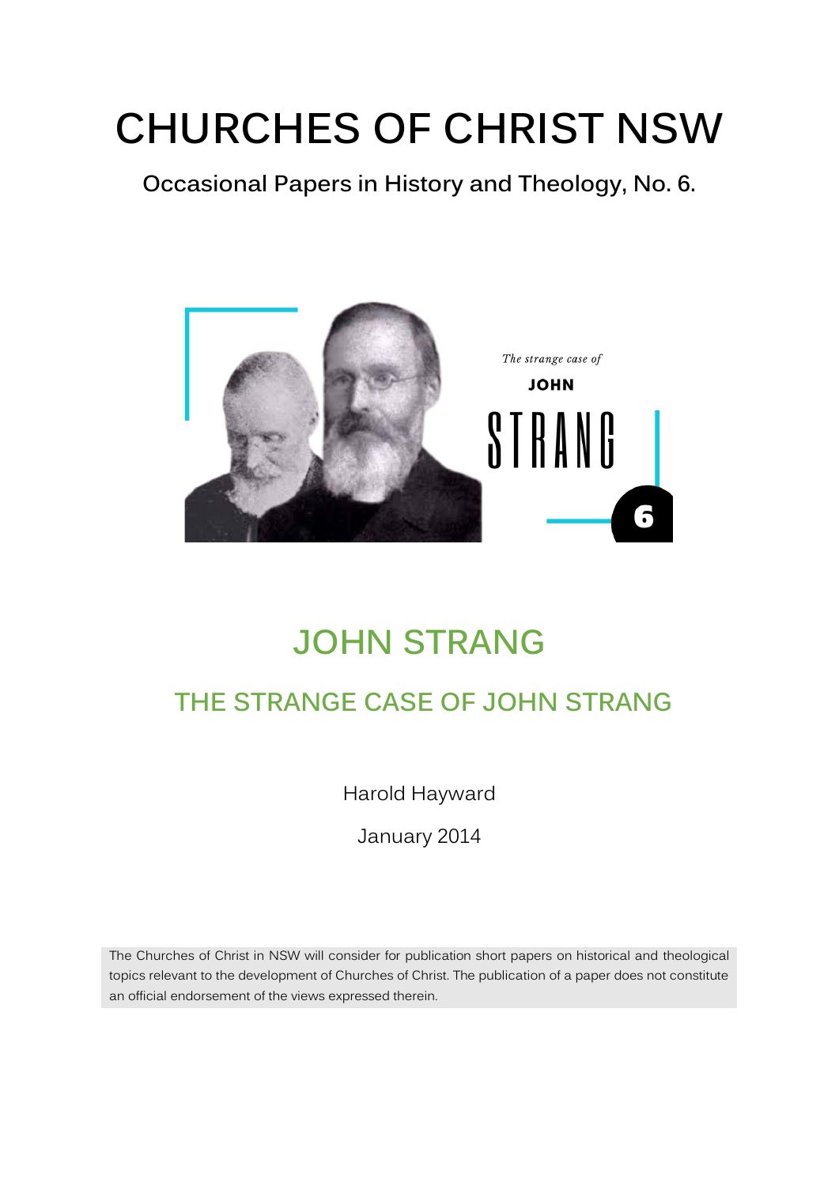# CHURCHES OF CHRIST NSW

**Occasional Papers in History and Theology, No. 6.**

*The strange case of*

**JOHN**

STRANG

6

## JOHN STRANG

### THE STRANGE CASE OF JOHN STRANG

Harold Hayward

January 2014

The Churches of Christ in NSW will consider for publication short papers on historical and theological topics relevant to the development of Churches of Christ. The publication of a paper does not constitute an official endorsement of the views expressed therein.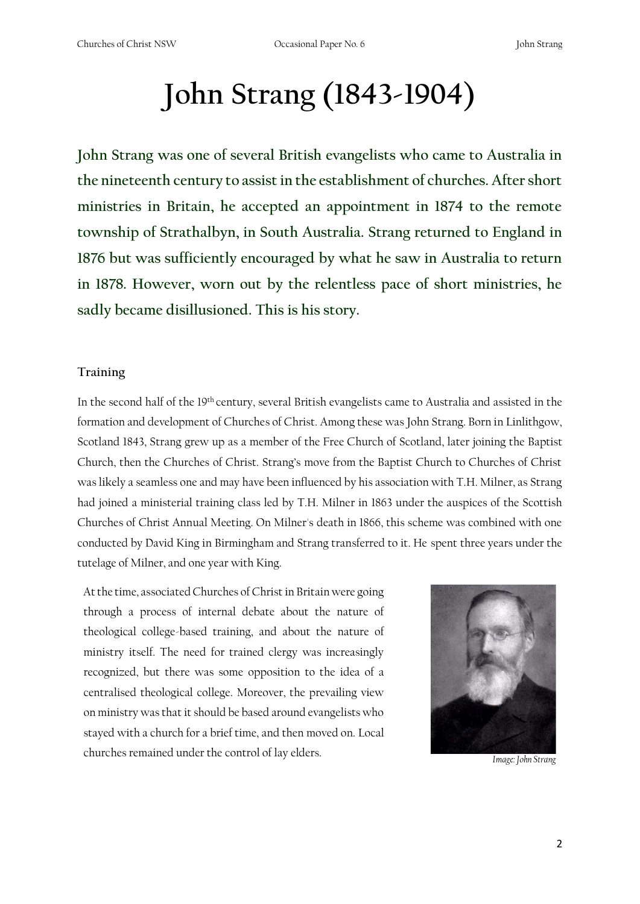# John Strang (1843-1904)

**John Strang was one of several British evangelists who came to Australia in the nineteenth century to assist in the establishment of churches. After short ministries in Britain, he accepted an appointment in 1874 to the remote township of Strathalbyn, in South Australia. Strang returned to England in 1876 but was sufficiently encouraged by what he saw in Australia to return in 1878. However, worn out by the relentless pace of short ministries, he sadly became disillusioned. This is his story.**

### Training

In the second half of the 19th century, several British evangelists came to Australia and assisted in the formation and development of Churches of Christ. Among these was John Strang. Born in Linlithgow, Scotland 1843, Strang grew up as a member of the Free Church of Scotland, later joining the Baptist Church, then the Churches of Christ. Strang's move from the Baptist Church to Churches of Christ was likely a seamless one and may have been influenced by his association with T.H. Milner, as Strang had joined a ministerial training class led by T.H. Milner in 1863 under the auspices of the Scottish Churches of Christ Annual Meeting. On Milner's death in 1866, this scheme was combined with one conducted by David King in Birmingham and Strang transferred to it. He spent three years under the tutelage of Milner, and one year with King.

At the time, associated Churches of Christ in Britain were going through a process of internal debate about the nature of theological college-based training, and about the nature of ministry itself. The need for trained clergy was increasingly recognized, but there was some opposition to the idea of a centralised theological college. Moreover, the prevailing view on ministry was that it should be based around evangelists who stayed with a church for a brief time, and then moved on. Local churches remained under the control of lay elders.

*Image: John Strang*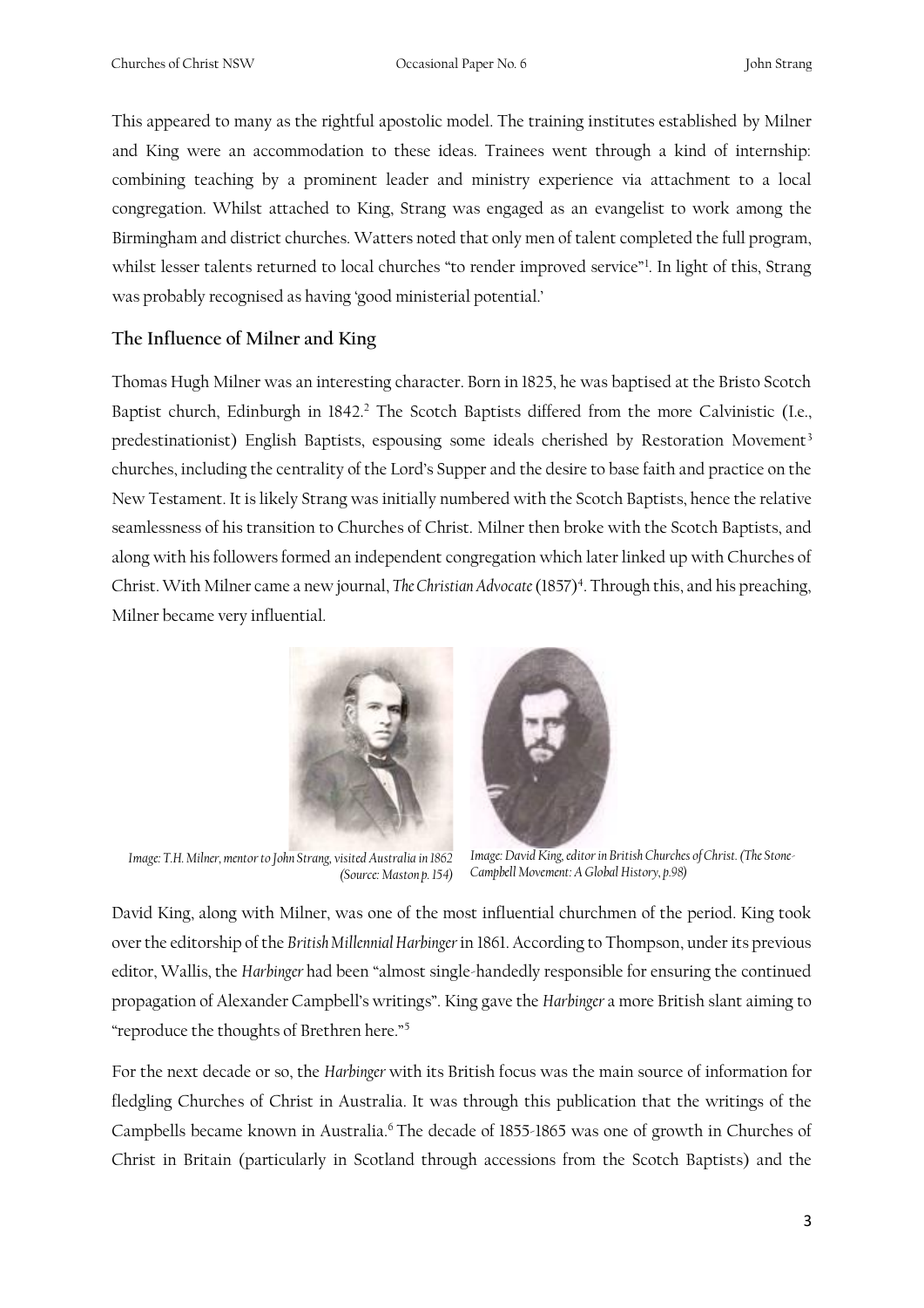This appeared to many as the rightful apostolic model. The training institutes established by Milner and King were an accommodation to these ideas. Trainees went through a kind of internship: combining teaching by a prominent leader and ministry experience via attachment to a local congregation. Whilst attached to King, Strang was engaged as an evangelist to work among the Birmingham and district churches. Watters noted that only men of talent completed the full program, whilst lesser talents returned to local churches "to render improved service"[1]. In light of this, Strang was probably recognised as having 'good ministerial potential.'

## The Influence of Milner and King

Thomas Hugh Milner was an interesting character. Born in 1825, he was baptised at the Bristo Scotch Baptist church, Edinburgh in 1842.[2] The Scotch Baptists differed from the more Calvinistic (I.e., predestinationist) English Baptists, espousing some ideals cherished by Restoration Movement[3] churches, including the centrality of the Lord's Supper and the desire to base faith and practice on the New Testament. It is likely Strang was initially numbered with the Scotch Baptists, hence the relative seamlessness of his transition to Churches of Christ. Milner then broke with the Scotch Baptists, and along with his followers formed an independent congregation which later linked up with Churches of Christ. With Milner came a new journal, *The Christian Advocate* (1857)[4]. Through this, and his preaching, Milner became very influential.

*Image: T.H. Milner, mentor to John Strang, visited Australia in 1862 (Source: Maston p. 154)*

*Image: David King, editor in British Churches of Christ. (The Stone-Campbell Movement: A Global History, p.98)*

David King, along with Milner, was one of the most influential churchmen of the period. King took over the editorship of the *British Millennial Harbinger* in 1861. According to Thompson, under its previous editor, Wallis, the *Harbinger* had been "almost single-handedly responsible for ensuring the continued propagation of Alexander Campbell's writings". King gave the *Harbinger* a more British slant aiming to "reproduce the thoughts of Brethren here."[5]

For the next decade or so, the *Harbinger* with its British focus was the main source of information for fledgling Churches of Christ in Australia. It was through this publication that the writings of the Campbells became known in Australia.[6] The decade of 1855-1865 was one of growth in Churches of Christ in Britain (particularly in Scotland through accessions from the Scotch Baptists) and the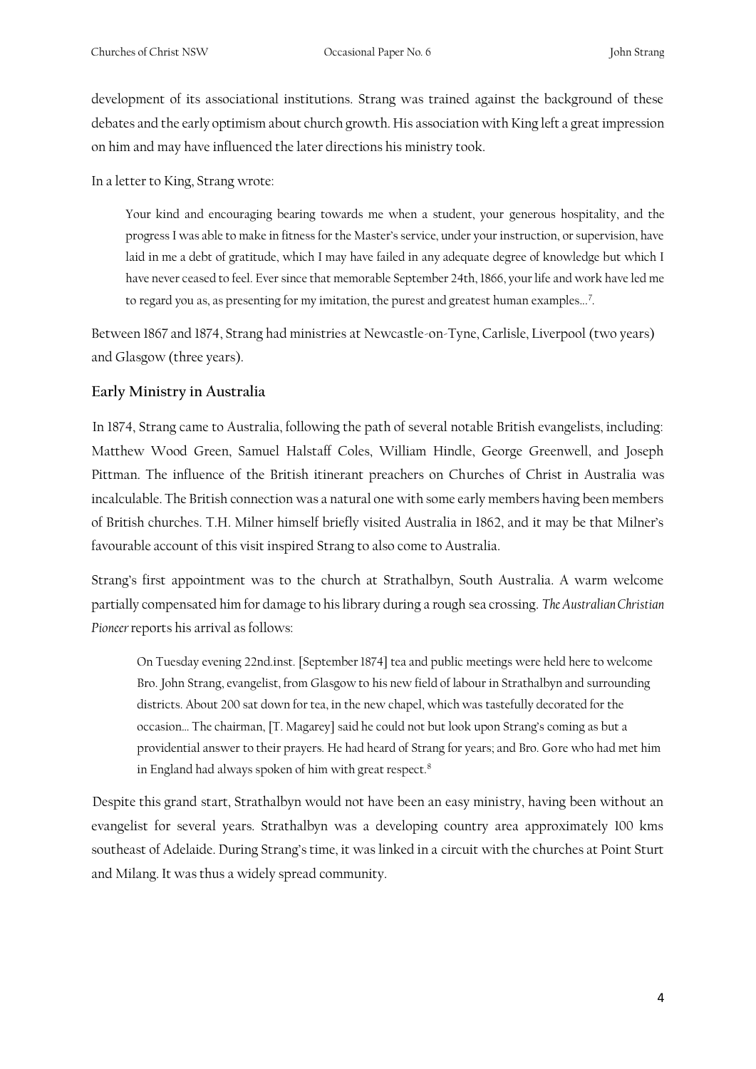development of its associational institutions. Strang was trained against the background of these debates and the early optimism about church growth. His association with King left a great impression on him and may have influenced the later directions his ministry took.

In a letter to King, Strang wrote:

> Your kind and encouraging bearing towards me when a student, your generous hospitality, and the progress I was able to make in fitness for the Master's service, under your instruction, or supervision, have laid in me a debt of gratitude, which I may have failed in any adequate degree of knowledge but which I have never ceased to feel. Ever since that memorable September 24th, 1866, your life and work have led me to regard you as, as presenting for my imitation, the purest and greatest human examples…[7].

Between 1867 and 1874, Strang had ministries at Newcastle-on-Tyne, Carlisle, Liverpool (two years) and Glasgow (three years).

### Early Ministry in Australia

In 1874, Strang came to Australia, following the path of several notable British evangelists, including: Matthew Wood Green, Samuel Halstaff Coles, William Hindle, George Greenwell, and Joseph Pittman. The influence of the British itinerant preachers on Churches of Christ in Australia was incalculable. The British connection was a natural one with some early members having been members of British churches. T.H. Milner himself briefly visited Australia in 1862, and it may be that Milner's favourable account of this visit inspired Strang to also come to Australia.

Strang's first appointment was to the church at Strathalbyn, South Australia. A warm welcome partially compensated him for damage to his library during a rough sea crossing. *The Australian Christian Pioneer* reports his arrival as follows:

> On Tuesday evening 22nd.inst. [September 1874] tea and public meetings were held here to welcome Bro. John Strang, evangelist, from Glasgow to his new field of labour in Strathalbyn and surrounding districts. About 200 sat down for tea, in the new chapel, which was tastefully decorated for the occasion… The chairman, [T. Magarey] said he could not but look upon Strang's coming as but a providential answer to their prayers. He had heard of Strang for years; and Bro. Gore who had met him in England had always spoken of him with great respect.[8]

Despite this grand start, Strathalbyn would not have been an easy ministry, having been without an evangelist for several years. Strathalbyn was a developing country area approximately 100 kms southeast of Adelaide. During Strang's time, it was linked in a circuit with the churches at Point Sturt and Milang. It was thus a widely spread community.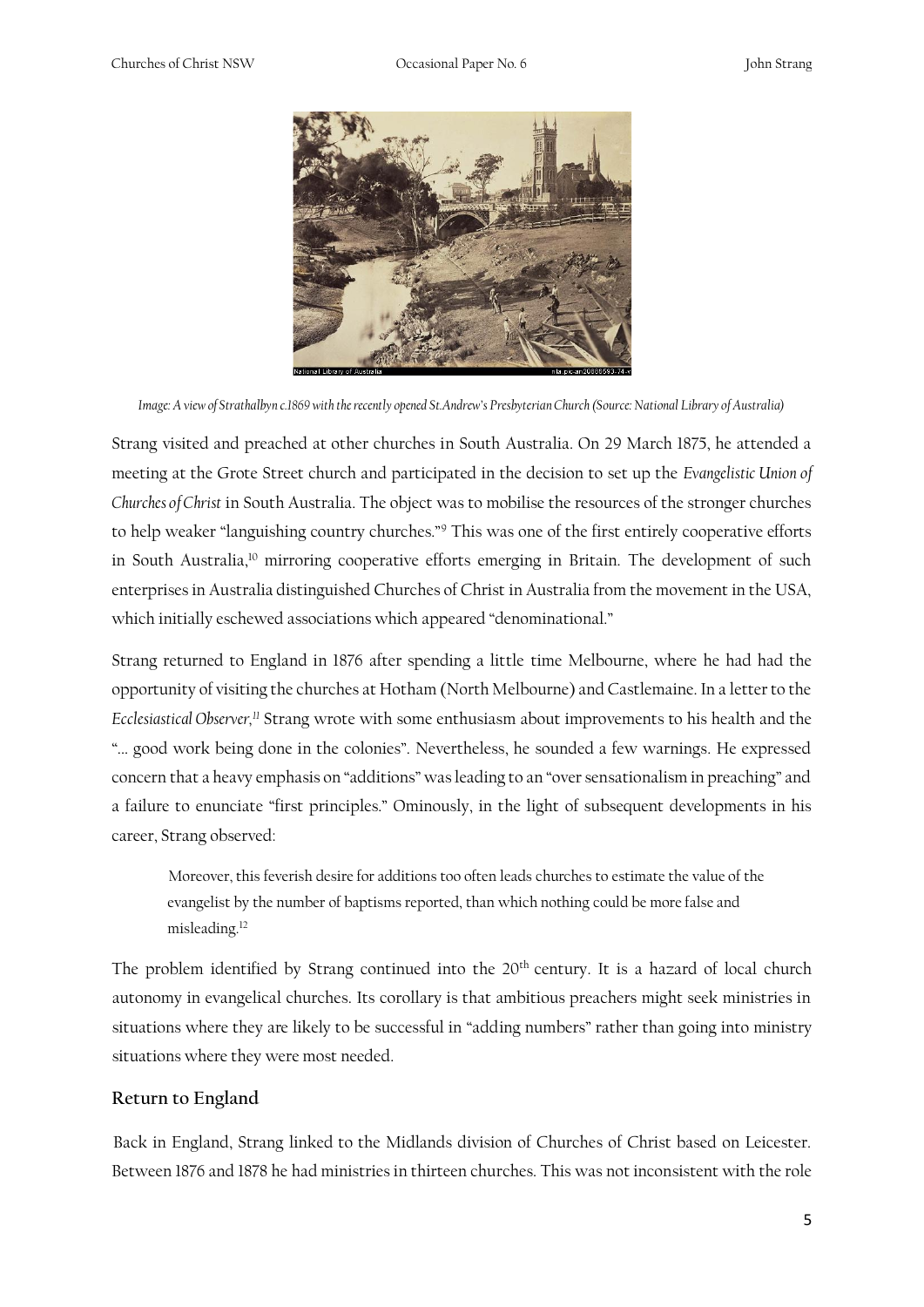*Image: A view of Strathalbyn c.1869 with the recently opened St.Andrew's Presbyterian Church (Source: National Library of Australia)*

Strang visited and preached at other churches in South Australia. On 29 March 1875, he attended a meeting at the Grote Street church and participated in the decision to set up the *Evangelistic Union of Churches of Christ* in South Australia. The object was to mobilise the resources of the stronger churches to help weaker "languishing country churches."[9] This was one of the first entirely cooperative efforts in South Australia,[10] mirroring cooperative efforts emerging in Britain. The development of such enterprises in Australia distinguished Churches of Christ in Australia from the movement in the USA, which initially eschewed associations which appeared "denominational."

Strang returned to England in 1876 after spending a little time Melbourne, where he had had the opportunity of visiting the churches at Hotham (North Melbourne) and Castlemaine. In a letter to the *Ecclesiastical Observer*,[11] Strang wrote with some enthusiasm about improvements to his health and the "... good work being done in the colonies". Nevertheless, he sounded a few warnings. He expressed concern that a heavy emphasis on "additions" was leading to an "over sensationalism in preaching" and a failure to enunciate "first principles." Ominously, in the light of subsequent developments in his career, Strang observed:

> Moreover, this feverish desire for additions too often leads churches to estimate the value of the evangelist by the number of baptisms reported, than which nothing could be more false and misleading.[12]

The problem identified by Strang continued into the 20th century. It is a hazard of local church autonomy in evangelical churches. Its corollary is that ambitious preachers might seek ministries in situations where they are likely to be successful in "adding numbers" rather than going into ministry situations where they were most needed.

## Return to England

Back in England, Strang linked to the Midlands division of Churches of Christ based on Leicester. Between 1876 and 1878 he had ministries in thirteen churches. This was not inconsistent with the role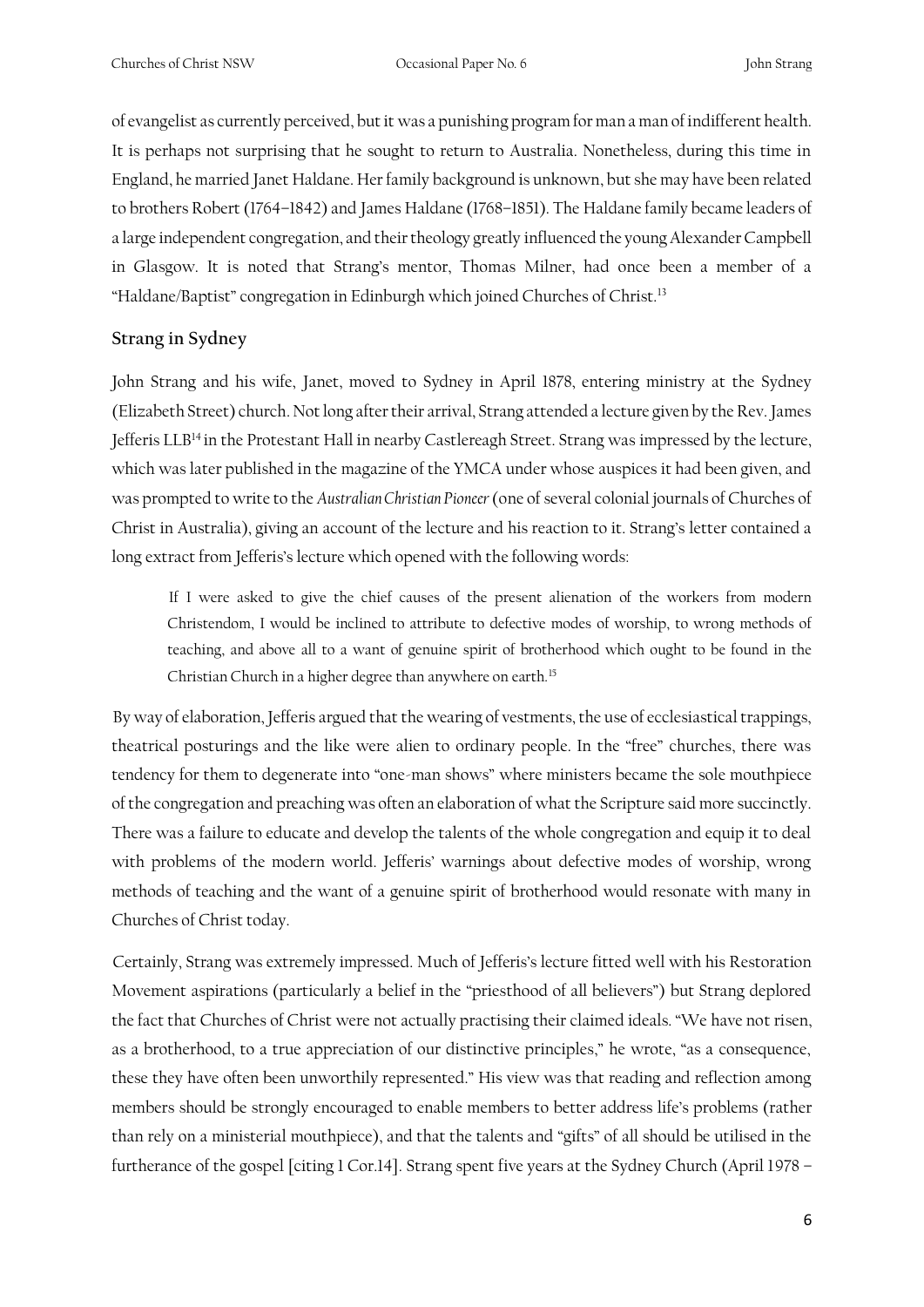of evangelist as currently perceived, but it was a punishing program for man a man of indifferent health. It is perhaps not surprising that he sought to return to Australia. Nonetheless, during this time in England, he married Janet Haldane. Her family background is unknown, but she may have been related to brothers Robert (1764–1842) and James Haldane (1768–1851). The Haldane family became leaders of a large independent congregation, and their theology greatly influenced the young Alexander Campbell in Glasgow. It is noted that Strang's mentor, Thomas Milner, had once been a member of a "Haldane/Baptist" congregation in Edinburgh which joined Churches of Christ.[13]

## Strang in Sydney

John Strang and his wife, Janet, moved to Sydney in April 1878, entering ministry at the Sydney (Elizabeth Street) church. Not long after their arrival, Strang attended a lecture given by the Rev. James Jefferis LLB[14] in the Protestant Hall in nearby Castlereagh Street. Strang was impressed by the lecture, which was later published in the magazine of the YMCA under whose auspices it had been given, and was prompted to write to the *Australian Christian Pioneer* (one of several colonial journals of Churches of Christ in Australia), giving an account of the lecture and his reaction to it. Strang's letter contained a long extract from Jefferis's lecture which opened with the following words:

> If I were asked to give the chief causes of the present alienation of the workers from modern Christendom, I would be inclined to attribute to defective modes of worship, to wrong methods of teaching, and above all to a want of genuine spirit of brotherhood which ought to be found in the Christian Church in a higher degree than anywhere on earth.[15]

By way of elaboration, Jefferis argued that the wearing of vestments, the use of ecclesiastical trappings, theatrical posturings and the like were alien to ordinary people. In the "free" churches, there was tendency for them to degenerate into "one-man shows" where ministers became the sole mouthpiece of the congregation and preaching was often an elaboration of what the Scripture said more succinctly. There was a failure to educate and develop the talents of the whole congregation and equip it to deal with problems of the modern world. Jefferis' warnings about defective modes of worship, wrong methods of teaching and the want of a genuine spirit of brotherhood would resonate with many in Churches of Christ today.

Certainly, Strang was extremely impressed. Much of Jefferis's lecture fitted well with his Restoration Movement aspirations (particularly a belief in the "priesthood of all believers") but Strang deplored the fact that Churches of Christ were not actually practising their claimed ideals. "We have not risen, as a brotherhood, to a true appreciation of our distinctive principles," he wrote, "as a consequence, these they have often been unworthily represented." His view was that reading and reflection among members should be strongly encouraged to enable members to better address life's problems (rather than rely on a ministerial mouthpiece), and that the talents and "gifts" of all should be utilised in the furtherance of the gospel [citing 1 Cor.14]. Strang spent five years at the Sydney Church (April 1978 –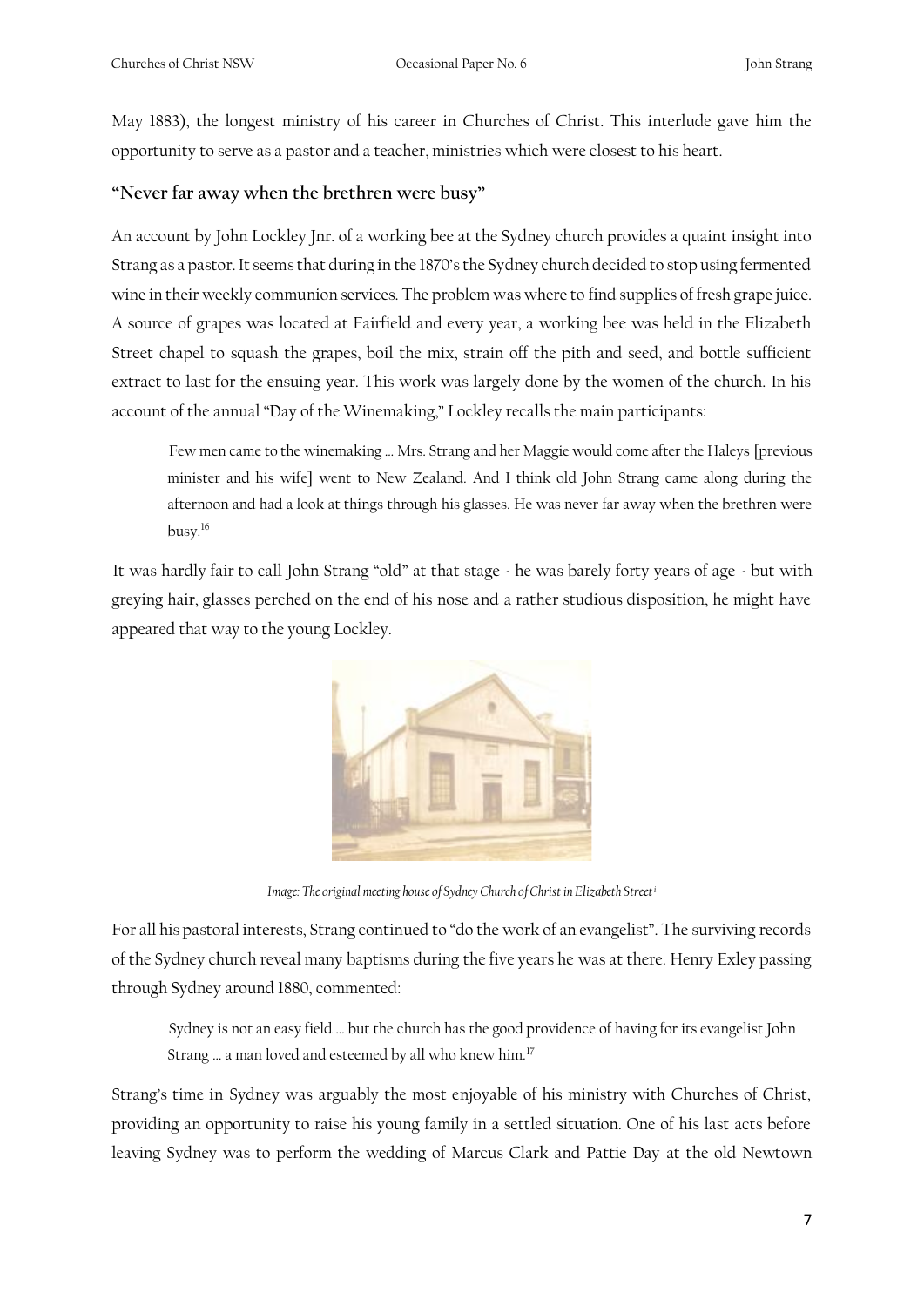May 1883), the longest ministry of his career in Churches of Christ. This interlude gave him the opportunity to serve as a pastor and a teacher, ministries which were closest to his heart.

## "Never far away when the brethren were busy"

An account by John Lockley Jnr. of a working bee at the Sydney church provides a quaint insight into Strang as a pastor. It seems that during in the 1870's the Sydney church decided to stop using fermented wine in their weekly communion services. The problem was where to find supplies of fresh grape juice. A source of grapes was located at Fairfield and every year, a working bee was held in the Elizabeth Street chapel to squash the grapes, boil the mix, strain off the pith and seed, and bottle sufficient extract to last for the ensuing year. This work was largely done by the women of the church. In his account of the annual "Day of the Winemaking," Lockley recalls the main participants:

> Few men came to the winemaking … Mrs. Strang and her Maggie would come after the Haleys [previous minister and his wife] went to New Zealand. And I think old John Strang came along during the afternoon and had a look at things through his glasses. He was never far away when the brethren were busy.[16]

It was hardly fair to call John Strang "old" at that stage - he was barely forty years of age - but with greying hair, glasses perched on the end of his nose and a rather studious disposition, he might have appeared that way to the young Lockley.

*Image: The original meeting house of Sydney Church of Christ in Elizabeth Street* [i]

For all his pastoral interests, Strang continued to "do the work of an evangelist". The surviving records of the Sydney church reveal many baptisms during the five years he was at there. Henry Exley passing through Sydney around 1880, commented:

> Sydney is not an easy field … but the church has the good providence of having for its evangelist John Strang … a man loved and esteemed by all who knew him.[17]

Strang's time in Sydney was arguably the most enjoyable of his ministry with Churches of Christ, providing an opportunity to raise his young family in a settled situation. One of his last acts before leaving Sydney was to perform the wedding of Marcus Clark and Pattie Day at the old Newtown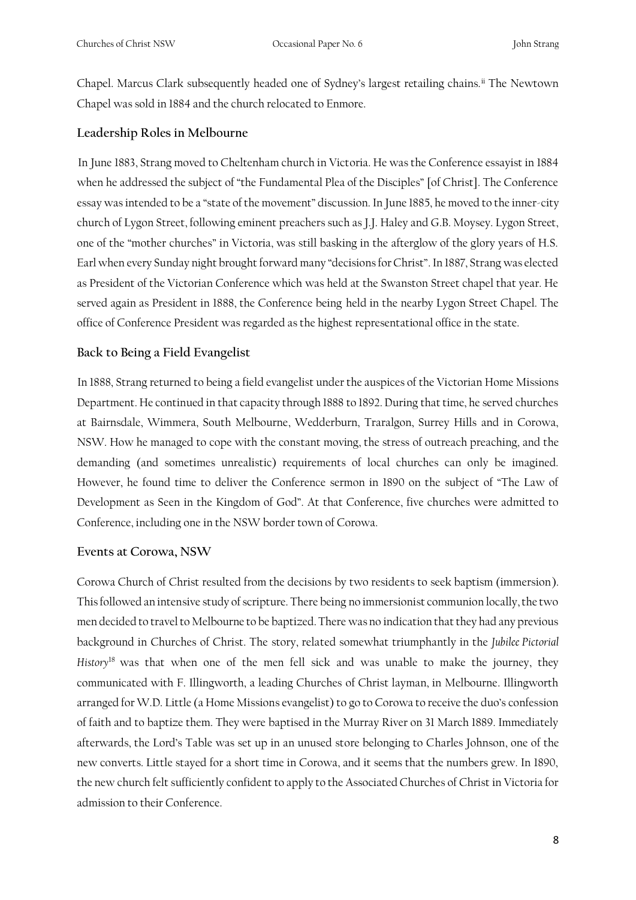Chapel. Marcus Clark subsequently headed one of Sydney's largest retailing chains.[ii] The Newtown Chapel was sold in 1884 and the church relocated to Enmore.

## Leadership Roles in Melbourne

In June 1883, Strang moved to Cheltenham church in Victoria. He was the Conference essayist in 1884 when he addressed the subject of "the Fundamental Plea of the Disciples" [of Christ]. The Conference essay was intended to be a "state of the movement" discussion. In June 1885, he moved to the inner-city church of Lygon Street, following eminent preachers such as J.J. Haley and G.B. Moysey. Lygon Street, one of the "mother churches" in Victoria, was still basking in the afterglow of the glory years of H.S. Earl when every Sunday night brought forward many "decisions for Christ". In 1887, Strang was elected as President of the Victorian Conference which was held at the Swanston Street chapel that year. He served again as President in 1888, the Conference being held in the nearby Lygon Street Chapel. The office of Conference President was regarded as the highest representational office in the state.

## Back to Being a Field Evangelist

In 1888, Strang returned to being a field evangelist under the auspices of the Victorian Home Missions Department. He continued in that capacity through 1888 to 1892. During that time, he served churches at Bairnsdale, Wimmera, South Melbourne, Wedderburn, Traralgon, Surrey Hills and in Corowa, NSW. How he managed to cope with the constant moving, the stress of outreach preaching, and the demanding (and sometimes unrealistic) requirements of local churches can only be imagined. However, he found time to deliver the Conference sermon in 1890 on the subject of "The Law of Development as Seen in the Kingdom of God". At that Conference, five churches were admitted to Conference, including one in the NSW border town of Corowa.

## Events at Corowa, NSW

Corowa Church of Christ resulted from the decisions by two residents to seek baptism (immersion). This followed an intensive study of scripture. There being no immersionist communion locally, the two men decided to travel to Melbourne to be baptized. There was no indication that they had any previous background in Churches of Christ. The story, related somewhat triumphantly in the *Jubilee Pictorial History*[18] was that when one of the men fell sick and was unable to make the journey, they communicated with F. Illingworth, a leading Churches of Christ layman, in Melbourne. Illingworth arranged for W.D. Little (a Home Missions evangelist) to go to Corowa to receive the duo's confession of faith and to baptize them. They were baptised in the Murray River on 31 March 1889. Immediately afterwards, the Lord's Table was set up in an unused store belonging to Charles Johnson, one of the new converts. Little stayed for a short time in Corowa, and it seems that the numbers grew. In 1890, the new church felt sufficiently confident to apply to the Associated Churches of Christ in Victoria for admission to their Conference.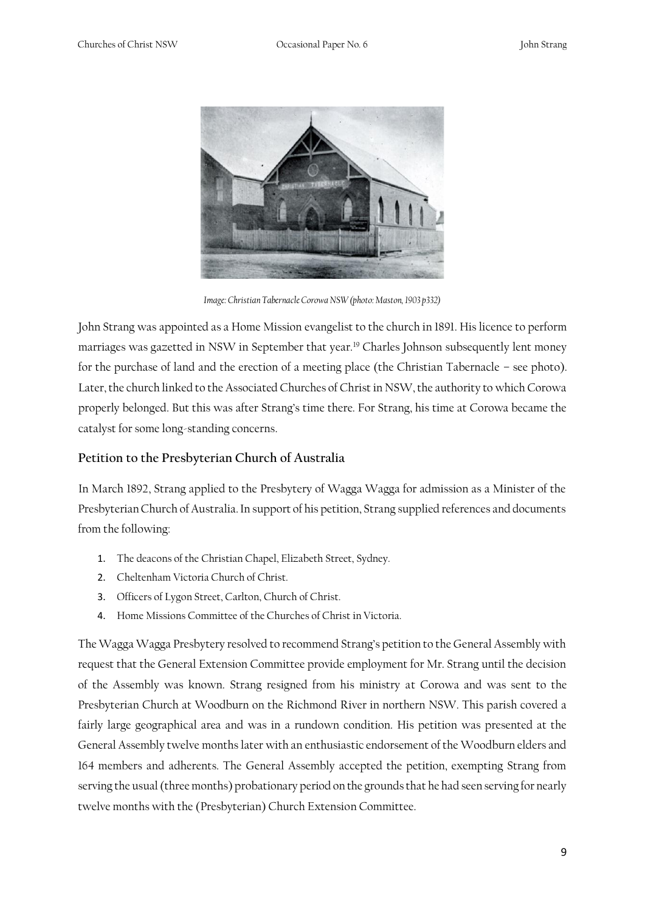*Image: Christian Tabernacle Corowa NSW (photo: Maston, 1903 p332)*

John Strang was appointed as a Home Mission evangelist to the church in 1891. His licence to perform marriages was gazetted in NSW in September that year.[19] Charles Johnson subsequently lent money for the purchase of land and the erection of a meeting place (the Christian Tabernacle – see photo). Later, the church linked to the Associated Churches of Christ in NSW, the authority to which Corowa properly belonged. But this was after Strang's time there. For Strang, his time at Corowa became the catalyst for some long-standing concerns.

## Petition to the Presbyterian Church of Australia

In March 1892, Strang applied to the Presbytery of Wagga Wagga for admission as a Minister of the Presbyterian Church of Australia. In support of his petition, Strang supplied references and documents from the following:

1. The deacons of the Christian Chapel, Elizabeth Street, Sydney.
2. Cheltenham Victoria Church of Christ.
3. Officers of Lygon Street, Carlton, Church of Christ.
4. Home Missions Committee of the Churches of Christ in Victoria.

The Wagga Wagga Presbytery resolved to recommend Strang's petition to the General Assembly with request that the General Extension Committee provide employment for Mr. Strang until the decision of the Assembly was known. Strang resigned from his ministry at Corowa and was sent to the Presbyterian Church at Woodburn on the Richmond River in northern NSW. This parish covered a fairly large geographical area and was in a rundown condition. His petition was presented at the General Assembly twelve months later with an enthusiastic endorsement of the Woodburn elders and 164 members and adherents. The General Assembly accepted the petition, exempting Strang from serving the usual (three months) probationary period on the grounds that he had seen serving for nearly twelve months with the (Presbyterian) Church Extension Committee.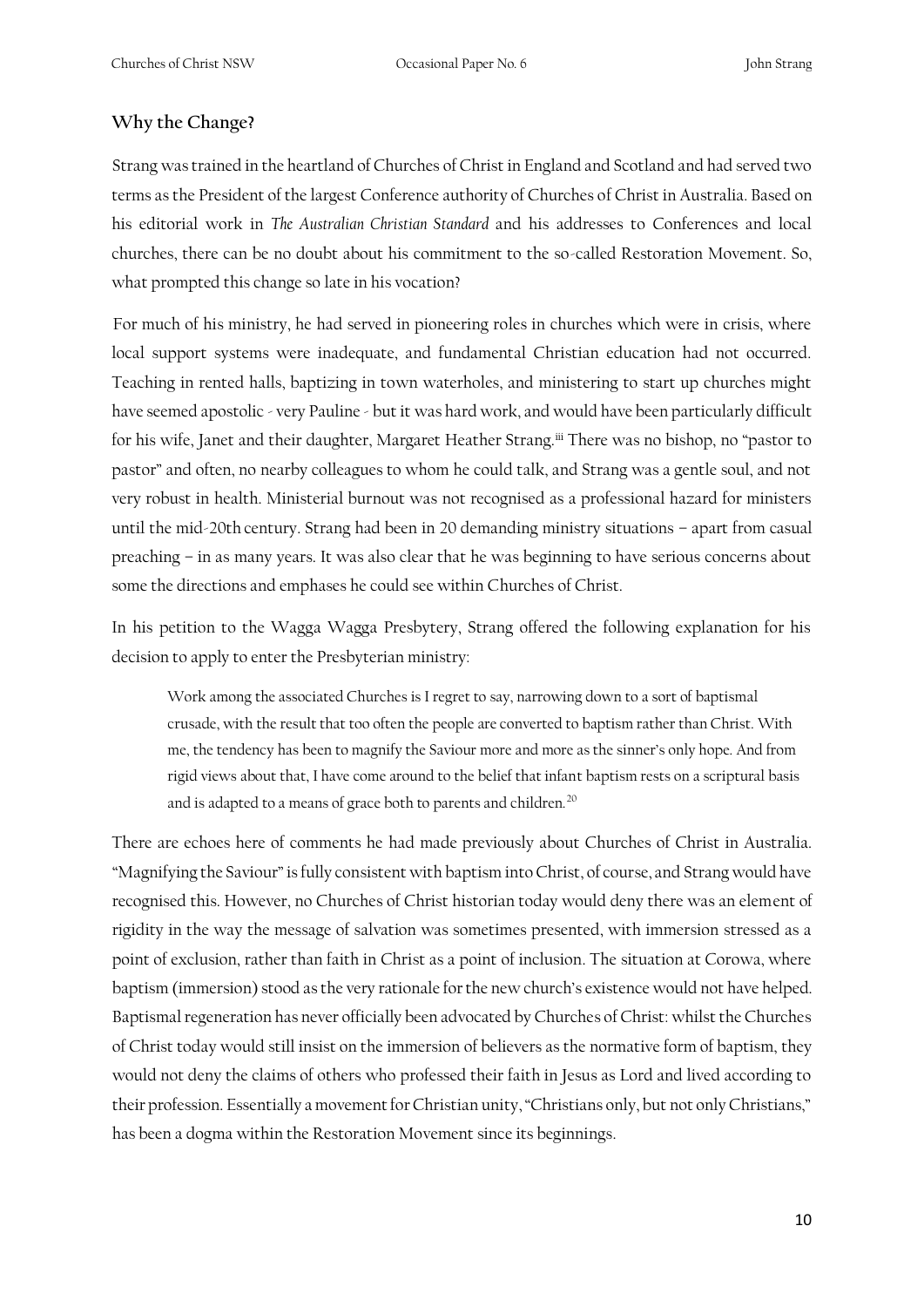## Why the Change?

Strang was trained in the heartland of Churches of Christ in England and Scotland and had served two terms as the President of the largest Conference authority of Churches of Christ in Australia. Based on his editorial work in *The Australian Christian Standard* and his addresses to Conferences and local churches, there can be no doubt about his commitment to the so-called Restoration Movement. So, what prompted this change so late in his vocation?

For much of his ministry, he had served in pioneering roles in churches which were in crisis, where local support systems were inadequate, and fundamental Christian education had not occurred. Teaching in rented halls, baptizing in town waterholes, and ministering to start up churches might have seemed apostolic - very Pauline - but it was hard work, and would have been particularly difficult for his wife, Janet and their daughter, Margaret Heather Strang.[iii] There was no bishop, no "pastor to pastor" and often, no nearby colleagues to whom he could talk, and Strang was a gentle soul, and not very robust in health. Ministerial burnout was not recognised as a professional hazard for ministers until the mid-20th century. Strang had been in 20 demanding ministry situations – apart from casual preaching – in as many years. It was also clear that he was beginning to have serious concerns about some the directions and emphases he could see within Churches of Christ.

In his petition to the Wagga Wagga Presbytery, Strang offered the following explanation for his decision to apply to enter the Presbyterian ministry:

> Work among the associated Churches is I regret to say, narrowing down to a sort of baptismal crusade, with the result that too often the people are converted to baptism rather than Christ. With me, the tendency has been to magnify the Saviour more and more as the sinner's only hope. And from rigid views about that, I have come around to the belief that infant baptism rests on a scriptural basis and is adapted to a means of grace both to parents and children.[20]

There are echoes here of comments he had made previously about Churches of Christ in Australia. "Magnifying the Saviour" is fully consistent with baptism into Christ, of course, and Strang would have recognised this. However, no Churches of Christ historian today would deny there was an element of rigidity in the way the message of salvation was sometimes presented, with immersion stressed as a point of exclusion, rather than faith in Christ as a point of inclusion. The situation at Corowa, where baptism (immersion) stood as the very rationale for the new church's existence would not have helped. Baptismal regeneration has never officially been advocated by Churches of Christ: whilst the Churches of Christ today would still insist on the immersion of believers as the normative form of baptism, they would not deny the claims of others who professed their faith in Jesus as Lord and lived according to their profession. Essentially a movement for Christian unity, "Christians only, but not only Christians," has been a dogma within the Restoration Movement since its beginnings.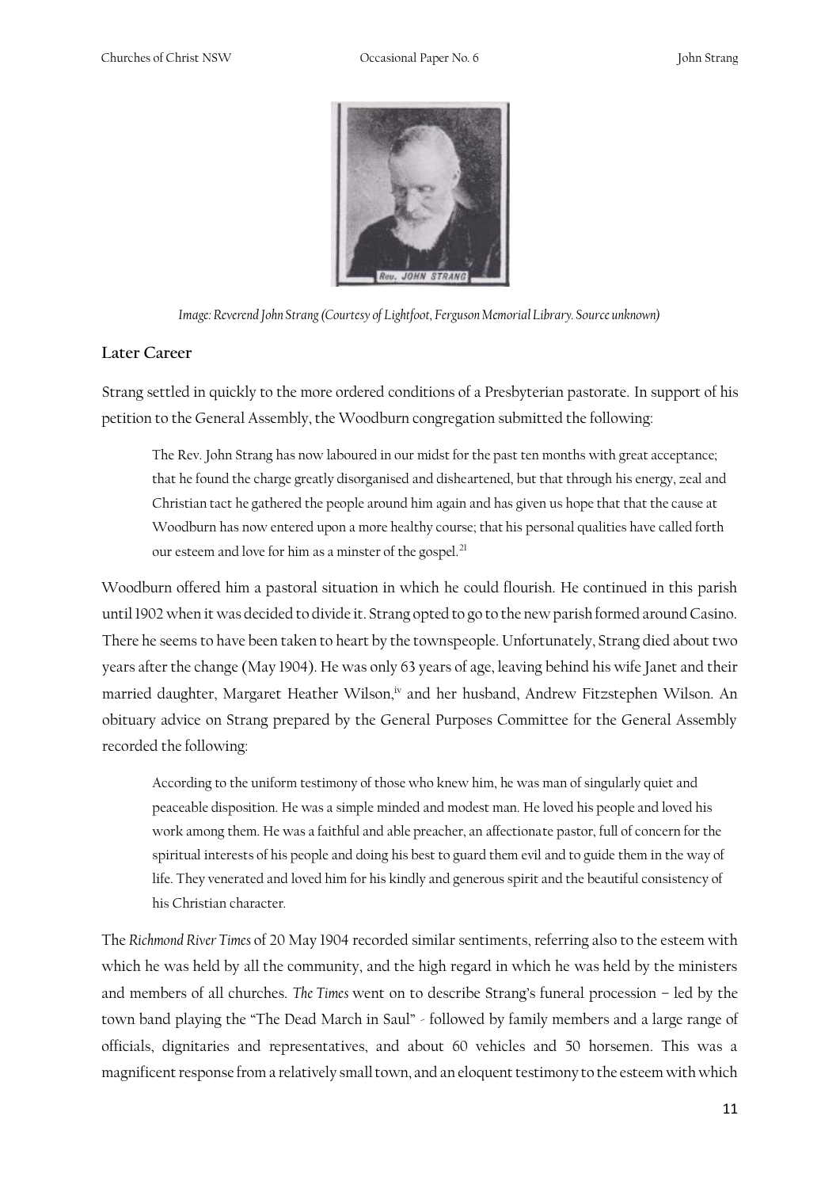*Image: Reverend John Strang (Courtesy of Lightfoot, Ferguson Memorial Library. Source unknown)*

## Later Career

Strang settled in quickly to the more ordered conditions of a Presbyterian pastorate. In support of his petition to the General Assembly, the Woodburn congregation submitted the following:

> The Rev. John Strang has now laboured in our midst for the past ten months with great acceptance; that he found the charge greatly disorganised and disheartened, but that through his energy, zeal and Christian tact he gathered the people around him again and has given us hope that that the cause at Woodburn has now entered upon a more healthy course; that his personal qualities have called forth our esteem and love for him as a minster of the gospel.[21]

Woodburn offered him a pastoral situation in which he could flourish. He continued in this parish until 1902 when it was decided to divide it. Strang opted to go to the new parish formed around Casino. There he seems to have been taken to heart by the townspeople. Unfortunately, Strang died about two years after the change (May 1904). He was only 63 years of age, leaving behind his wife Janet and their married daughter, Margaret Heather Wilson,[iv] and her husband, Andrew Fitzstephen Wilson. An obituary advice on Strang prepared by the General Purposes Committee for the General Assembly recorded the following:

> According to the uniform testimony of those who knew him, he was man of singularly quiet and peaceable disposition. He was a simple minded and modest man. He loved his people and loved his work among them. He was a faithful and able preacher, an affectionate pastor, full of concern for the spiritual interests of his people and doing his best to guard them evil and to guide them in the way of life. They venerated and loved him for his kindly and generous spirit and the beautiful consistency of his Christian character.

The *Richmond River Times* of 20 May 1904 recorded similar sentiments, referring also to the esteem with which he was held by all the community, and the high regard in which he was held by the ministers and members of all churches. *The Times* went on to describe Strang's funeral procession – led by the town band playing the "The Dead March in Saul" - followed by family members and a large range of officials, dignitaries and representatives, and about 60 vehicles and 50 horsemen. This was a magnificent response from a relatively small town, and an eloquent testimony to the esteem with which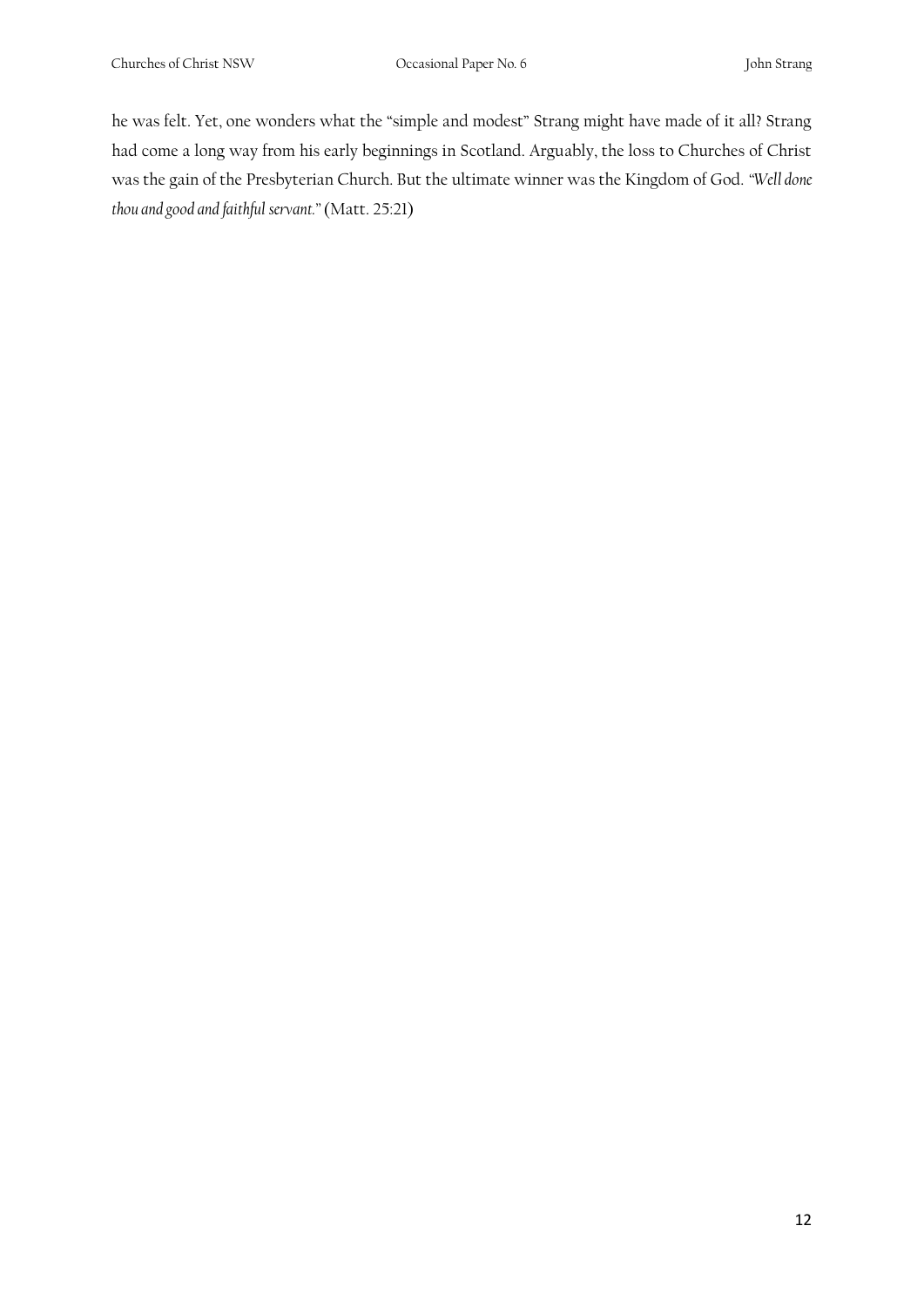he was felt. Yet, one wonders what the "simple and modest" Strang might have made of it all? Strang had come a long way from his early beginnings in Scotland. Arguably, the loss to Churches of Christ was the gain of the Presbyterian Church. But the ultimate winner was the Kingdom of God. *"Well done thou and good and faithful servant."* (Matt. 25:21)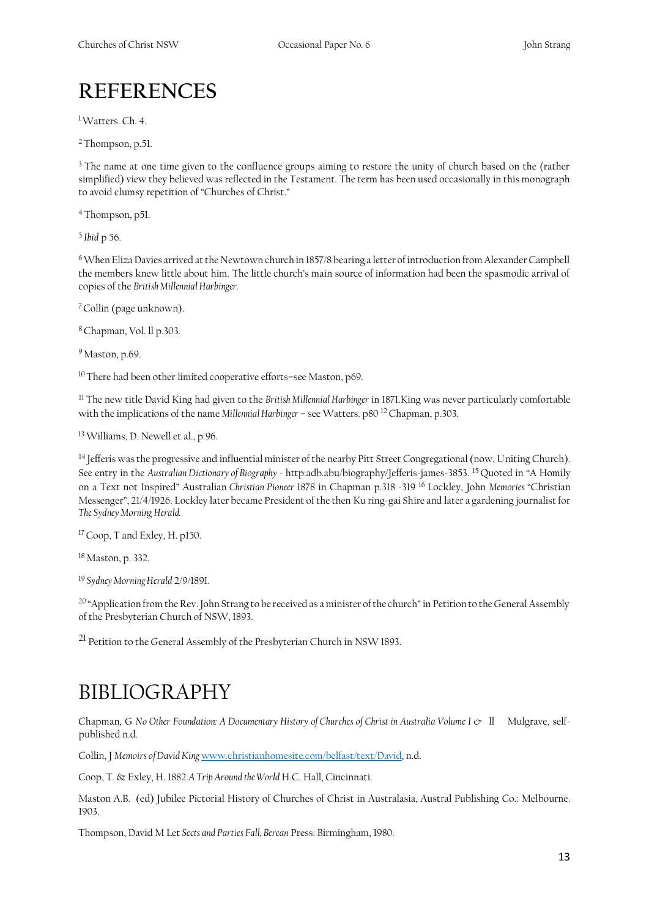# REFERENCES

[1] Watters. Ch. 4.

[2] Thompson, p.51.

[3] The name at one time given to the confluence groups aiming to restore the unity of church based on the (rather simplified) view they believed was reflected in the Testament. The term has been used occasionally in this monograph to avoid clumsy repetition of "Churches of Christ."

[4] Thompson, p51.

[5] *Ibid* p 56.

[6] When Eliza Davies arrived at the Newtown church in 1857/8 bearing a letter of introduction from Alexander Campbell the members knew little about him. The little church's main source of information had been the spasmodic arrival of copies of the *British Millennial Harbinger*.

[7] Collin (page unknown).

[8] Chapman, Vol. ll p.303.

[9] Maston, p.69.

[10] There had been other limited cooperative efforts—see Maston, p69.

[11] The new title David King had given to the *British Millennial Harbinger* in 1871.King was never particularly comfortable with the implications of the name *Millennial Harbinger* – see Watters. p80 [12] Chapman, p.303.

[13] Williams, D. Newell et al., p.96.

[14] Jefferis was the progressive and influential minister of the nearby Pitt Street Congregational (now, Uniting Church). See entry in the *Australian Dictionary of Biography* - http:adb.abu/biography/Jefferis-james-3853. [15] Quoted in "A Homily on a Text not Inspired" Australian *Christian Pioneer* 1878 in Chapman p.318 -319 [16] Lockley, John *Memories* "Christian Messenger", 21/4/1926. Lockley later became President of the then Ku ring-gai Shire and later a gardening journalist for *The Sydney Morning Herald*.

[17] Coop, T and Exley, H. p150.

[18] Maston, p. 332.

[19] *Sydney Morning Herald* 2/9/1891.

[20] "Application from the Rev. John Strang to be received as a minister of the church" in Petition to the General Assembly of the Presbyterian Church of NSW, 1893.

[21] Petition to the General Assembly of the Presbyterian Church in NSW 1893.

# BIBLIOGRAPHY

Chapman, G *No Other Foundation: A Documentary History of Churches of Christ in Australia Volume I & ll* Mulgrave, self-published n.d.

Collin, J *Memoirs of David King* www.christianhomesite.com/belfast/text/David, n.d.

Coop, T. & Exley, H. 1882 *A Trip Around the World* H.C. Hall, Cincinnati.

Maston A.B. (ed) Jubilee Pictorial History of Churches of Christ in Australasia, Austral Publishing Co.: Melbourne. 1903.

Thompson, David M Let *Sects and Parties Fall, Berean* Press: Birmingham, 1980.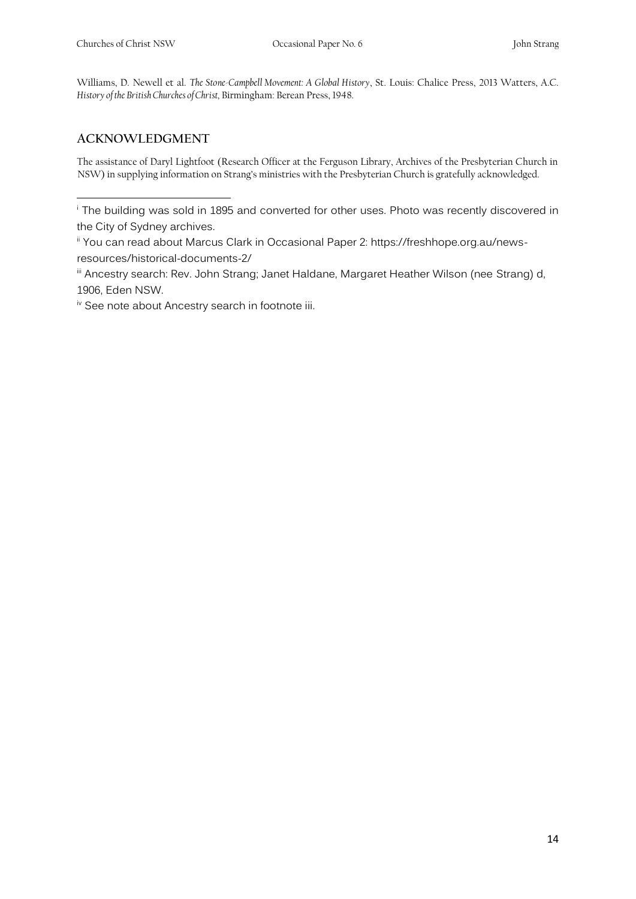Williams, D. Newell et al. *The Stone-Campbell Movement: A Global History*, St. Louis: Chalice Press, 2013 Watters, A.C. *History of the British Churches of Christ*, Birmingham: Berean Press, 1948.

## ACKNOWLEDGMENT

The assistance of Daryl Lightfoot (Research Officer at the Ferguson Library, Archives of the Presbyterian Church in NSW) in supplying information on Strang's ministries with the Presbyterian Church is gratefully acknowledged.

---

[i] The building was sold in 1895 and converted for other uses. Photo was recently discovered in the City of Sydney archives.

[ii] You can read about Marcus Clark in Occasional Paper 2: https://freshhope.org.au/news-resources/historical-documents-2/

[iii] Ancestry search: Rev. John Strang; Janet Haldane, Margaret Heather Wilson (nee Strang) d, 1906, Eden NSW.

[iv] See note about Ancestry search in footnote iii.